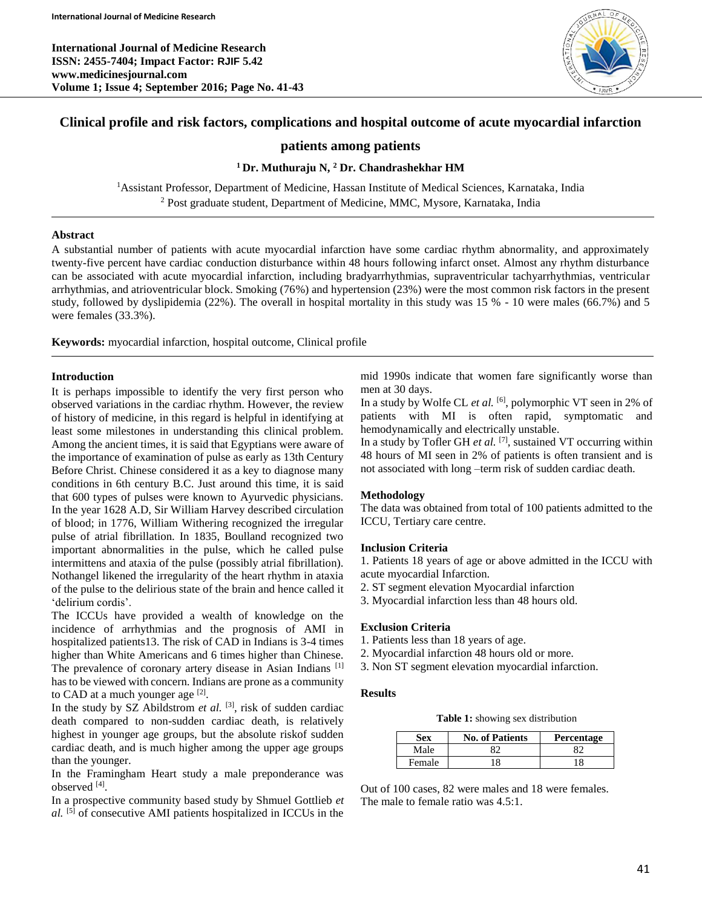# Clinical profile and risk factors, complications and hospital outcome of acute myocardial infarction patients among patients

**[1] Dr. Muthuraju N, [2] Dr. Chandrashekhar HM**

[1]Assistant Professor, Department of Medicine, Hassan Institute of Medical Sciences, Karnataka, India
[2] Post graduate student, Department of Medicine, MMC, Mysore, Karnataka, India

## Abstract

A substantial number of patients with acute myocardial infarction have some cardiac rhythm abnormality, and approximately twenty-five percent have cardiac conduction disturbance within 48 hours following infarct onset. Almost any rhythm disturbance can be associated with acute myocardial infarction, including bradyarrhythmias, supraventricular tachyarrhythmias, ventricular arrhythmias, and atrioventricular block. Smoking (76%) and hypertension (23%) were the most common risk factors in the present study, followed by dyslipidemia (22%). The overall in hospital mortality in this study was 15 % - 10 were males (66.7%) and 5 were females (33.3%).

**Keywords:** myocardial infarction, hospital outcome, Clinical profile

## Introduction

It is perhaps impossible to identify the very first person who observed variations in the cardiac rhythm. However, the review of history of medicine, in this regard is helpful in identifying at least some milestones in understanding this clinical problem. Among the ancient times, it is said that Egyptians were aware of the importance of examination of pulse as early as 13th Century Before Christ. Chinese considered it as a key to diagnose many conditions in 6th century B.C. Just around this time, it is said that 600 types of pulses were known to Ayurvedic physicians. In the year 1628 A.D, Sir William Harvey described circulation of blood; in 1776, William Withering recognized the irregular pulse of atrial fibrillation. In 1835, Boulland recognized two important abnormalities in the pulse, which he called pulse intermittens and ataxia of the pulse (possibly atrial fibrillation). Nothangel likened the irregularity of the heart rhythm in ataxia of the pulse to the delirious state of the brain and hence called it 'delirium cordis'.

The ICCUs have provided a wealth of knowledge on the incidence of arrhythmias and the prognosis of AMI in hospitalized patients13. The risk of CAD in Indians is 3-4 times higher than White Americans and 6 times higher than Chinese. The prevalence of coronary artery disease in Asian Indians [1] has to be viewed with concern. Indians are prone as a community to CAD at a much younger age [2].

In the study by SZ Abildstrom *et al.* [3], risk of sudden cardiac death compared to non-sudden cardiac death, is relatively highest in younger age groups, but the absolute riskof sudden cardiac death, and is much higher among the upper age groups than the younger.

In the Framingham Heart study a male preponderance was observed [4].

In a prospective community based study by Shmuel Gottlieb *et al.* [5] of consecutive AMI patients hospitalized in ICCUs in the mid 1990s indicate that women fare significantly worse than men at 30 days.

In a study by Wolfe CL *et al.* [6], polymorphic VT seen in 2% of patients with MI is often rapid, symptomatic and hemodynamically and electrically unstable.

In a study by Tofler GH *et al.* [7], sustained VT occurring within 48 hours of MI seen in 2% of patients is often transient and is not associated with long –term risk of sudden cardiac death.

## Methodology

The data was obtained from total of 100 patients admitted to the ICCU, Tertiary care centre.

### Inclusion Criteria

1. Patients 18 years of age or above admitted in the ICCU with acute myocardial Infarction.
2. ST segment elevation Myocardial infarction
3. Myocardial infarction less than 48 hours old.

### Exclusion Criteria

1. Patients less than 18 years of age.
2. Myocardial infarction 48 hours old or more.
3. Non ST segment elevation myocardial infarction.

## Results

**Table 1:** showing sex distribution

| Sex | No. of Patients | Percentage |
|---|---|---|
| Male | 82 | 82 |
| Female | 18 | 18 |

Out of 100 cases, 82 were males and 18 were females.
The male to female ratio was 4.5:1.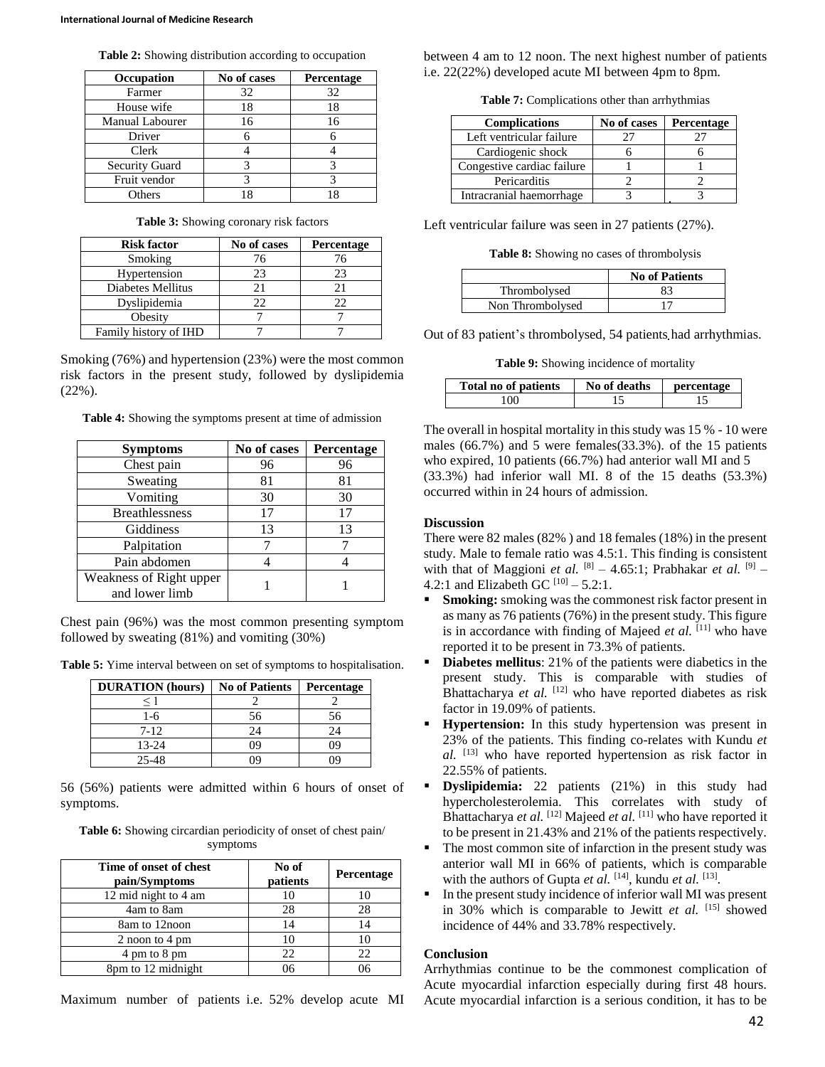**Table 2:** Showing distribution according to occupation

| Occupation | No of cases | Percentage |
|---|---|---|
| Farmer | 32 | 32 |
| House wife | 18 | 18 |
| Manual Labourer | 16 | 16 |
| Driver | 6 | 6 |
| Clerk | 4 | 4 |
| Security Guard | 3 | 3 |
| Fruit vendor | 3 | 3 |
| Others | 18 | 18 |

**Table 3:** Showing coronary risk factors

| Risk factor | No of cases | Percentage |
|---|---|---|
| Smoking | 76 | 76 |
| Hypertension | 23 | 23 |
| Diabetes Mellitus | 21 | 21 |
| Dyslipidemia | 22 | 22 |
| Obesity | 7 | 7 |
| Family history of IHD | 7 | 7 |

Smoking (76%) and hypertension (23%) were the most common risk factors in the present study, followed by dyslipidemia (22%).

**Table 4:** Showing the symptoms present at time of admission

| Symptoms | No of cases | Percentage |
|---|---|---|
| Chest pain | 96 | 96 |
| Sweating | 81 | 81 |
| Vomiting | 30 | 30 |
| Breathlessness | 17 | 17 |
| Giddiness | 13 | 13 |
| Palpitation | 7 | 7 |
| Pain abdomen | 4 | 4 |
| Weakness of Right upper and lower limb | 1 | 1 |

Chest pain (96%) was the most common presenting symptom followed by sweating (81%) and vomiting (30%)

**Table 5:** Yime interval between on set of symptoms to hospitalisation.

| DURATION (hours) | No of Patients | Percentage |
|---|---|---|
| $\leq 1$ | 2 | 2 |
| 1-6 | 56 | 56 |
| 7-12 | 24 | 24 |
| 13-24 | 09 | 09 |
| 25-48 | 09 | 09 |

56 (56%) patients were admitted within 6 hours of onset of symptoms.

**Table 6:** Showing circardian periodicity of onset of chest pain/ symptoms

| Time of onset of chest pain/Symptoms | No of patients | Percentage |
|---|---|---|
| 12 mid night to 4 am | 10 | 10 |
| 4am to 8am | 28 | 28 |
| 8am to 12noon | 14 | 14 |
| 2 noon to 4 pm | 10 | 10 |
| 4 pm to 8 pm | 22 | 22 |
| 8pm to 12 midnight | 06 | 06 |

Maximum number of patients i.e. 52% develop acute MI between 4 am to 12 noon. The next highest number of patients i.e. 22(22%) developed acute MI between 4pm to 8pm.

**Table 7:** Complications other than arrhythmias

| Complications | No of cases | Percentage |
|---|---|---|
| Left ventricular failure | 27 | 27 |
| Cardiogenic shock | 6 | 6 |
| Congestive cardiac failure | 1 | 1 |
| Pericarditis | 2 | 2 |
| Intracranial haemorrhage | 3 | 3 |

Left ventricular failure was seen in 27 patients (27%).

**Table 8:** Showing no cases of thrombolysis

| | No of Patients |
|---|---|
| Thrombolysed | 83 |
| Non Thrombolysed | 17 |

Out of 83 patient's thrombolysed, 54 patients had arrhythmias.

**Table 9:** Showing incidence of mortality

| Total no of patients | No of deaths | percentage |
|---|---|---|
| 100 | 15 | 15 |

The overall in hospital mortality in this study was 15 % - 10 were males (66.7%) and 5 were females(33.3%). of the 15 patients who expired, 10 patients (66.7%) had anterior wall MI and 5 (33.3%) had inferior wall MI. 8 of the 15 deaths (53.3%) occurred within in 24 hours of admission.

## Discussion

There were 82 males (82% ) and 18 females (18%) in the present study. Male to female ratio was 4.5:1. This finding is consistent with that of Maggioni *et al.* [8] – 4.65:1; Prabhakar *et al.* [9] – 4.2:1 and Elizabeth GC [10] – 5.2:1.

- **Smoking:** smoking was the commonest risk factor present in as many as 76 patients (76%) in the present study. This figure is in accordance with finding of Majeed *et al.* [11] who have reported it to be present in 73.3% of patients.
- **Diabetes mellitus**: 21% of the patients were diabetics in the present study. This is comparable with studies of Bhattacharya *et al.* [12] who have reported diabetes as risk factor in 19.09% of patients.
- **Hypertension:** In this study hypertension was present in 23% of the patients. This finding co-relates with Kundu *et al.* [13] who have reported hypertension as risk factor in 22.55% of patients.
- **Dyslipidemia:** 22 patients (21%) in this study had hypercholesterolemia. This correlates with study of Bhattacharya *et al.* [12] Majeed *et al.* [11] who have reported it to be present in 21.43% and 21% of the patients respectively.
- The most common site of infarction in the present study was anterior wall MI in 66% of patients, which is comparable with the authors of Gupta *et al.* [14], kundu *et al.* [13].
- In the present study incidence of inferior wall MI was present in 30% which is comparable to Jewitt *et al.* [15] showed incidence of 44% and 33.78% respectively.

## Conclusion

Arrhythmias continue to be the commonest complication of Acute myocardial infarction especially during first 48 hours. Acute myocardial infarction is a serious condition, it has to be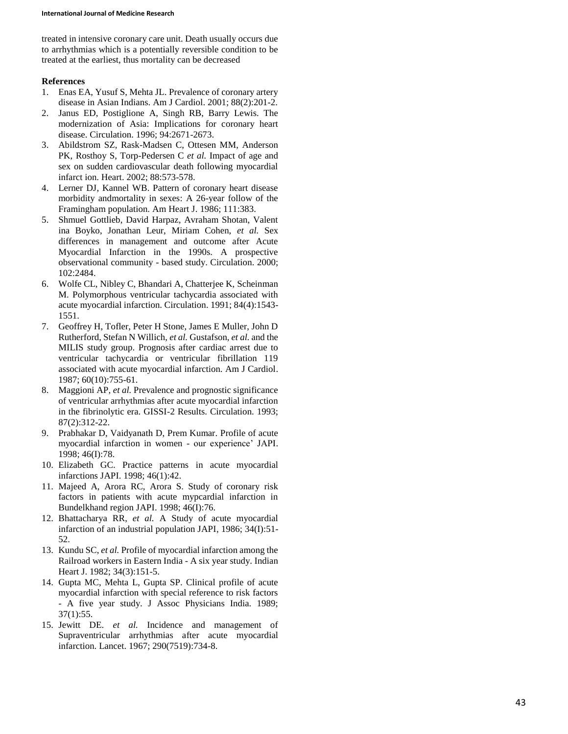treated in intensive coronary care unit. Death usually occurs due to arrhythmias which is a potentially reversible condition to be treated at the earliest, thus mortality can be decreased

## References

1. Enas EA, Yusuf S, Mehta JL. Prevalence of coronary artery disease in Asian Indians. Am J Cardiol. 2001; 88(2):201-2.
2. Janus ED, Postiglione A, Singh RB, Barry Lewis. The modernization of Asia: Implications for coronary heart disease. Circulation. 1996; 94:2671-2673.
3. Abildstrom SZ, Rask-Madsen C, Ottesen MM, Anderson PK, Rosthoy S, Torp-Pedersen C *et al.* Impact of age and sex on sudden cardiovascular death following myocardial infarct ion. Heart. 2002; 88:573-578.
4. Lerner DJ, Kannel WB. Pattern of coronary heart disease morbidity andmortality in sexes: A 26-year follow of the Framingham population. Am Heart J. 1986; 111:383.
5. Shmuel Gottlieb, David Harpaz, Avraham Shotan, Valent ina Boyko, Jonathan Leur, Miriam Cohen, *et al.* Sex differences in management and outcome after Acute Myocardial Infarction in the 1990s. A prospective observational community - based study. Circulation. 2000; 102:2484.
6. Wolfe CL, Nibley C, Bhandari A, Chatterjee K, Scheinman M. Polymorphous ventricular tachycardia associated with acute myocardial infarction. Circulation. 1991; 84(4):1543-1551.
7. Geoffrey H, Tofler, Peter H Stone, James E Muller, John D Rutherford, Stefan N Willich, *et al.* Gustafson, *et al.* and the MILIS study group. Prognosis after cardiac arrest due to ventricular tachycardia or ventricular fibrillation 119 associated with acute myocardial infarction. Am J Cardiol. 1987; 60(10):755-61.
8. Maggioni AP, *et al.* Prevalence and prognostic significance of ventricular arrhythmias after acute myocardial infarction in the fibrinolytic era. GISSI-2 Results. Circulation. 1993; 87(2):312-22.
9. Prabhakar D, Vaidyanath D, Prem Kumar. Profile of acute myocardial infarction in women - our experience' JAPI. 1998; 46(I):78.
10. Elizabeth GC. Practice patterns in acute myocardial infarctions JAPI. 1998; 46(1):42.
11. Majeed A, Arora RC, Arora S. Study of coronary risk factors in patients with acute mypcardial infarction in Bundelkhand region JAPI. 1998; 46(I):76.
12. Bhattacharya RR, *et al.* A Study of acute myocardial infarction of an industrial population JAPI, 1986; 34(I):51-52.
13. Kundu SC, *et al.* Profile of myocardial infarction among the Railroad workers in Eastern India - A six year study. Indian Heart J. 1982; 34(3):151-5.
14. Gupta MC, Mehta L, Gupta SP. Clinical profile of acute myocardial infarction with special reference to risk factors - A five year study. J Assoc Physicians India. 1989; 37(1):55.
15. Jewitt DE. *et al.* Incidence and management of Supraventricular arrhythmias after acute myocardial infarction. Lancet. 1967; 290(7519):734-8.